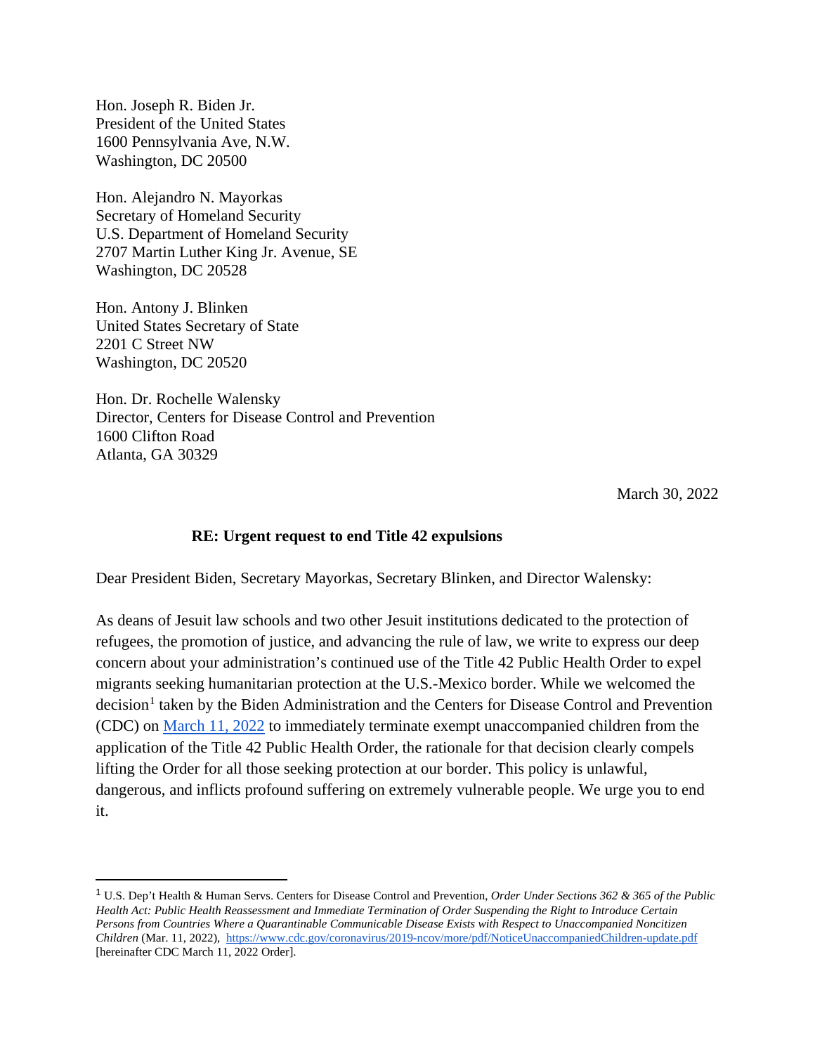Hon. Joseph R. Biden Jr.
President of the United States
1600 Pennsylvania Ave, N.W.
Washington, DC 20500

Hon. Alejandro N. Mayorkas
Secretary of Homeland Security
U.S. Department of Homeland Security
2707 Martin Luther King Jr. Avenue, SE
Washington, DC 20528

Hon. Antony J. Blinken
United States Secretary of State
2201 C Street NW
Washington, DC 20520

Hon. Dr. Rochelle Walensky
Director, Centers for Disease Control and Prevention
1600 Clifton Road
Atlanta, GA 30329

March 30, 2022

**RE: Urgent request to end Title 42 expulsions**

Dear President Biden, Secretary Mayorkas, Secretary Blinken, and Director Walensky:

As deans of Jesuit law schools and two other Jesuit institutions dedicated to the protection of refugees, the promotion of justice, and advancing the rule of law, we write to express our deep concern about your administration's continued use of the Title 42 Public Health Order to expel migrants seeking humanitarian protection at the U.S.-Mexico border. While we welcomed the decision[1] taken by the Biden Administration and the Centers for Disease Control and Prevention (CDC) on March 11, 2022 to immediately terminate exempt unaccompanied children from the application of the Title 42 Public Health Order, the rationale for that decision clearly compels lifting the Order for all those seeking protection at our border. This policy is unlawful, dangerous, and inflicts profound suffering on extremely vulnerable people. We urge you to end it.

---

[1] U.S. Dep't Health & Human Servs. Centers for Disease Control and Prevention, *Order Under Sections 362 & 365 of the Public Health Act: Public Health Reassessment and Immediate Termination of Order Suspending the Right to Introduce Certain Persons from Countries Where a Quarantinable Communicable Disease Exists with Respect to Unaccompanied Noncitizen Children* (Mar. 11, 2022), https://www.cdc.gov/coronavirus/2019-ncov/more/pdf/NoticeUnaccompaniedChildren-update.pdf [hereinafter CDC March 11, 2022 Order].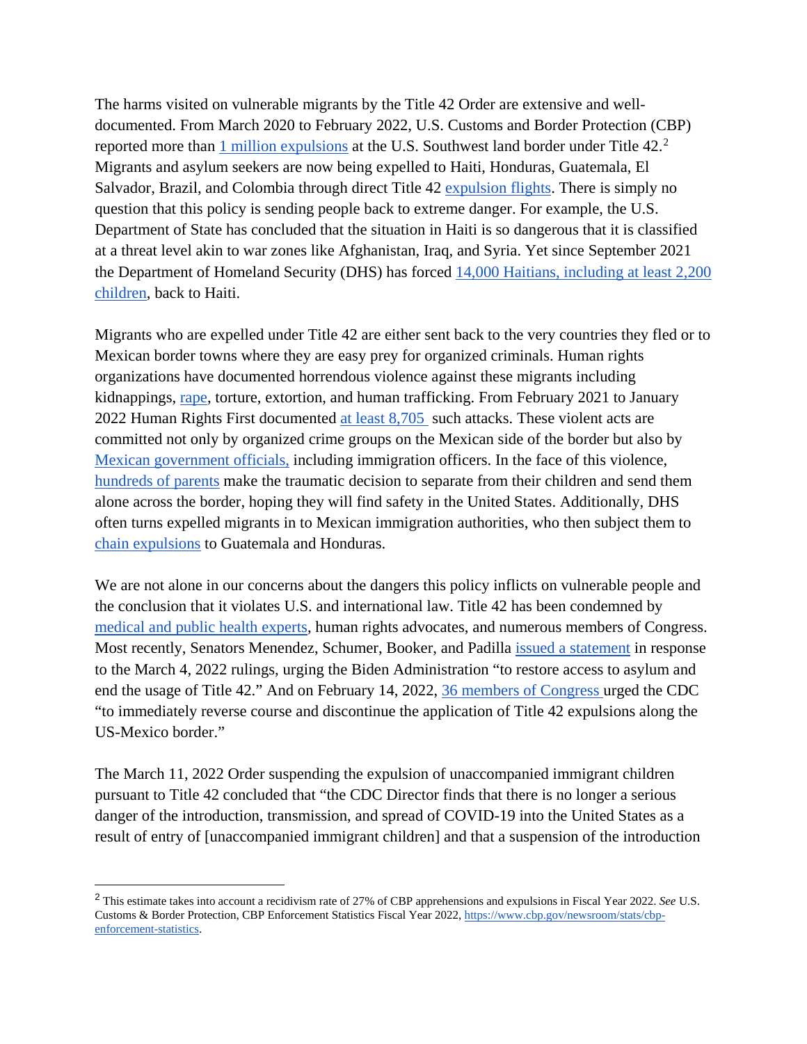The harms visited on vulnerable migrants by the Title 42 Order are extensive and well-documented. From March 2020 to February 2022, U.S. Customs and Border Protection (CBP) reported more than 1 million expulsions at the U.S. Southwest land border under Title 42.[2] Migrants and asylum seekers are now being expelled to Haiti, Honduras, Guatemala, El Salvador, Brazil, and Colombia through direct Title 42 expulsion flights. There is simply no question that this policy is sending people back to extreme danger. For example, the U.S. Department of State has concluded that the situation in Haiti is so dangerous that it is classified at a threat level akin to war zones like Afghanistan, Iraq, and Syria. Yet since September 2021 the Department of Homeland Security (DHS) has forced 14,000 Haitians, including at least 2,200 children, back to Haiti.

Migrants who are expelled under Title 42 are either sent back to the very countries they fled or to Mexican border towns where they are easy prey for organized criminals. Human rights organizations have documented horrendous violence against these migrants including kidnappings, rape, torture, extortion, and human trafficking. From February 2021 to January 2022 Human Rights First documented at least 8,705 such attacks. These violent acts are committed not only by organized crime groups on the Mexican side of the border but also by Mexican government officials, including immigration officers. In the face of this violence, hundreds of parents make the traumatic decision to separate from their children and send them alone across the border, hoping they will find safety in the United States. Additionally, DHS often turns expelled migrants in to Mexican immigration authorities, who then subject them to chain expulsions to Guatemala and Honduras.

We are not alone in our concerns about the dangers this policy inflicts on vulnerable people and the conclusion that it violates U.S. and international law. Title 42 has been condemned by medical and public health experts, human rights advocates, and numerous members of Congress. Most recently, Senators Menendez, Schumer, Booker, and Padilla issued a statement in response to the March 4, 2022 rulings, urging the Biden Administration "to restore access to asylum and end the usage of Title 42." And on February 14, 2022, 36 members of Congress urged the CDC "to immediately reverse course and discontinue the application of Title 42 expulsions along the US-Mexico border."

The March 11, 2022 Order suspending the expulsion of unaccompanied immigrant children pursuant to Title 42 concluded that "the CDC Director finds that there is no longer a serious danger of the introduction, transmission, and spread of COVID-19 into the United States as a result of entry of [unaccompanied immigrant children] and that a suspension of the introduction

---

[2] This estimate takes into account a recidivism rate of 27% of CBP apprehensions and expulsions in Fiscal Year 2022. *See* U.S. Customs & Border Protection, CBP Enforcement Statistics Fiscal Year 2022, https://www.cbp.gov/newsroom/stats/cbp-enforcement-statistics.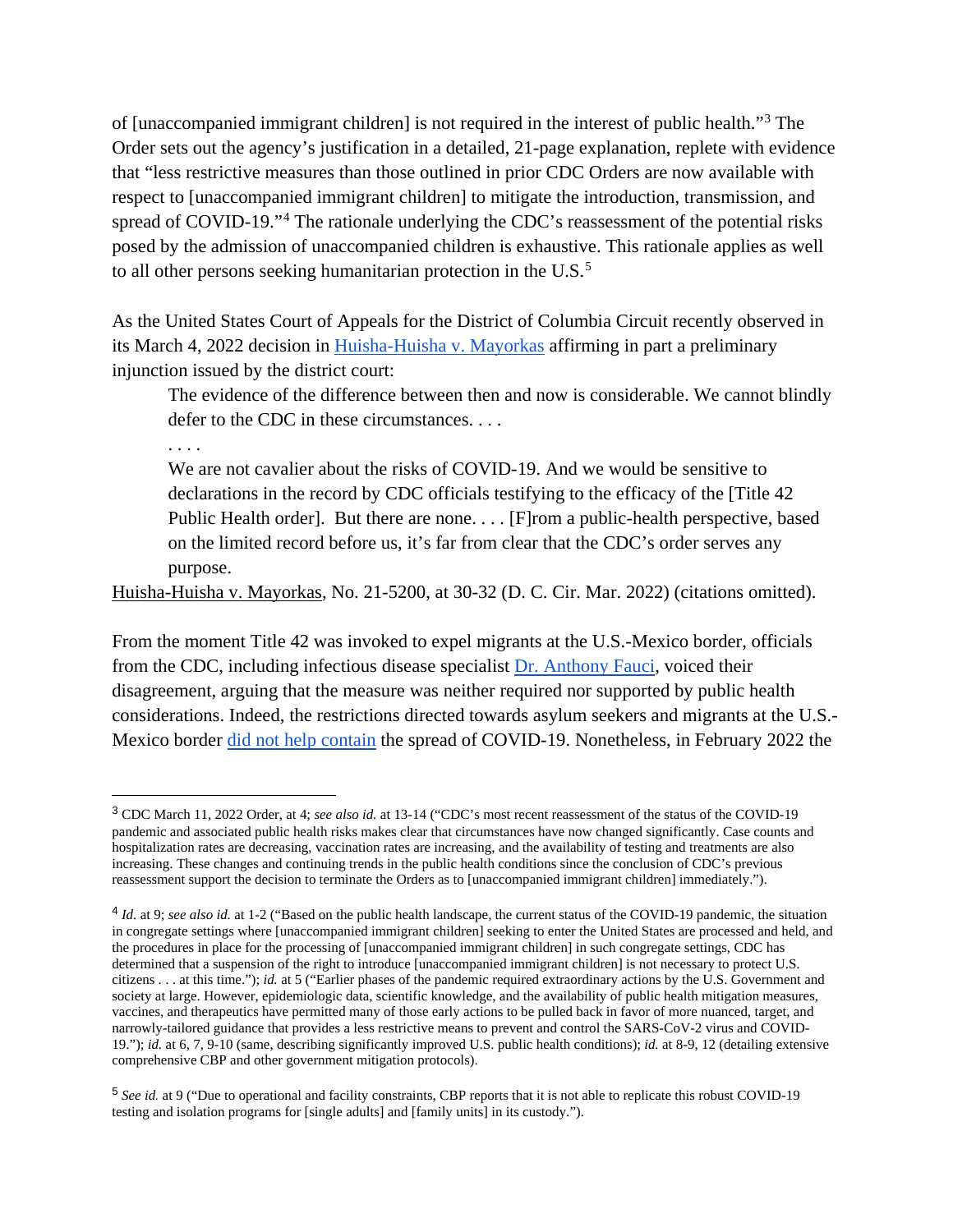of [unaccompanied immigrant children] is not required in the interest of public health."[3] The Order sets out the agency's justification in a detailed, 21-page explanation, replete with evidence that "less restrictive measures than those outlined in prior CDC Orders are now available with respect to [unaccompanied immigrant children] to mitigate the introduction, transmission, and spread of COVID-19."[4] The rationale underlying the CDC's reassessment of the potential risks posed by the admission of unaccompanied children is exhaustive. This rationale applies as well to all other persons seeking humanitarian protection in the U.S.[5]

As the United States Court of Appeals for the District of Columbia Circuit recently observed in its March 4, 2022 decision in Huisha-Huisha v. Mayorkas affirming in part a preliminary injunction issued by the district court:

> The evidence of the difference between then and now is considerable. We cannot blindly defer to the CDC in these circumstances. . . .
>
> . . . .
>
> We are not cavalier about the risks of COVID-19. And we would be sensitive to declarations in the record by CDC officials testifying to the efficacy of the [Title 42 Public Health order]. But there are none. . . . [F]rom a public-health perspective, based on the limited record before us, it's far from clear that the CDC's order serves any purpose.

Huisha-Huisha v. Mayorkas, No. 21-5200, at 30-32 (D. C. Cir. Mar. 2022) (citations omitted).

From the moment Title 42 was invoked to expel migrants at the U.S.-Mexico border, officials from the CDC, including infectious disease specialist Dr. Anthony Fauci, voiced their disagreement, arguing that the measure was neither required nor supported by public health considerations. Indeed, the restrictions directed towards asylum seekers and migrants at the U.S.-Mexico border did not help contain the spread of COVID-19. Nonetheless, in February 2022 the

---

[3] CDC March 11, 2022 Order, at 4; *see also id.* at 13-14 ("CDC's most recent reassessment of the status of the COVID-19 pandemic and associated public health risks makes clear that circumstances have now changed significantly. Case counts and hospitalization rates are decreasing, vaccination rates are increasing, and the availability of testing and treatments are also increasing. These changes and continuing trends in the public health conditions since the conclusion of CDC's previous reassessment support the decision to terminate the Orders as to [unaccompanied immigrant children] immediately.").

[4] *Id.* at 9; *see also id.* at 1-2 ("Based on the public health landscape, the current status of the COVID-19 pandemic, the situation in congregate settings where [unaccompanied immigrant children] seeking to enter the United States are processed and held, and the procedures in place for the processing of [unaccompanied immigrant children] in such congregate settings, CDC has determined that a suspension of the right to introduce [unaccompanied immigrant children] is not necessary to protect U.S. citizens . . . at this time."); *id.* at 5 ("Earlier phases of the pandemic required extraordinary actions by the U.S. Government and society at large. However, epidemiologic data, scientific knowledge, and the availability of public health mitigation measures, vaccines, and therapeutics have permitted many of those early actions to be pulled back in favor of more nuanced, target, and narrowly-tailored guidance that provides a less restrictive means to prevent and control the SARS-CoV-2 virus and COVID-19."); *id.* at 6, 7, 9-10 (same, describing significantly improved U.S. public health conditions); *id.* at 8-9, 12 (detailing extensive comprehensive CBP and other government mitigation protocols).

[5] *See id.* at 9 ("Due to operational and facility constraints, CBP reports that it is not able to replicate this robust COVID-19 testing and isolation programs for [single adults] and [family units] in its custody.").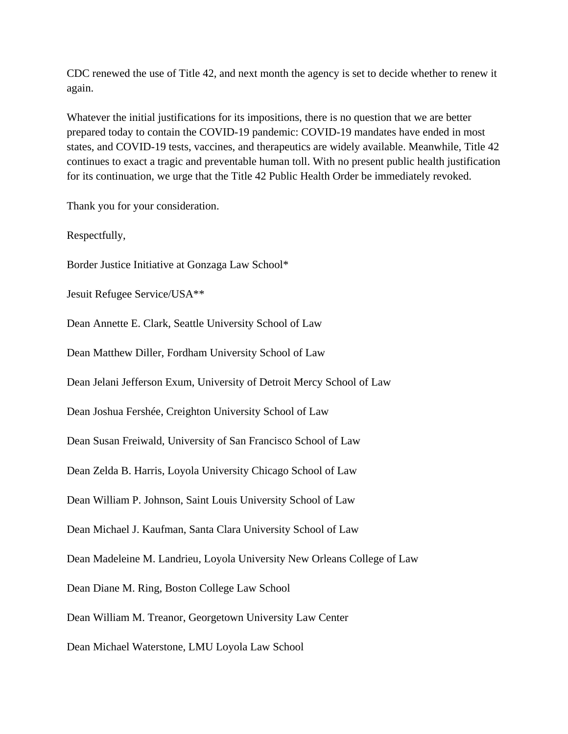CDC renewed the use of Title 42, and next month the agency is set to decide whether to renew it again.

Whatever the initial justifications for its impositions, there is no question that we are better prepared today to contain the COVID-19 pandemic: COVID-19 mandates have ended in most states, and COVID-19 tests, vaccines, and therapeutics are widely available. Meanwhile, Title 42 continues to exact a tragic and preventable human toll. With no present public health justification for its continuation, we urge that the Title 42 Public Health Order be immediately revoked.

Thank you for your consideration.

Respectfully,

Border Justice Initiative at Gonzaga Law School*

Jesuit Refugee Service/USA**

Dean Annette E. Clark, Seattle University School of Law

Dean Matthew Diller, Fordham University School of Law

Dean Jelani Jefferson Exum, University of Detroit Mercy School of Law

Dean Joshua Fershée, Creighton University School of Law

Dean Susan Freiwald, University of San Francisco School of Law

Dean Zelda B. Harris, Loyola University Chicago School of Law

Dean William P. Johnson, Saint Louis University School of Law

Dean Michael J. Kaufman, Santa Clara University School of Law

Dean Madeleine M. Landrieu, Loyola University New Orleans College of Law

Dean Diane M. Ring, Boston College Law School

Dean William M. Treanor, Georgetown University Law Center

Dean Michael Waterstone, LMU Loyola Law School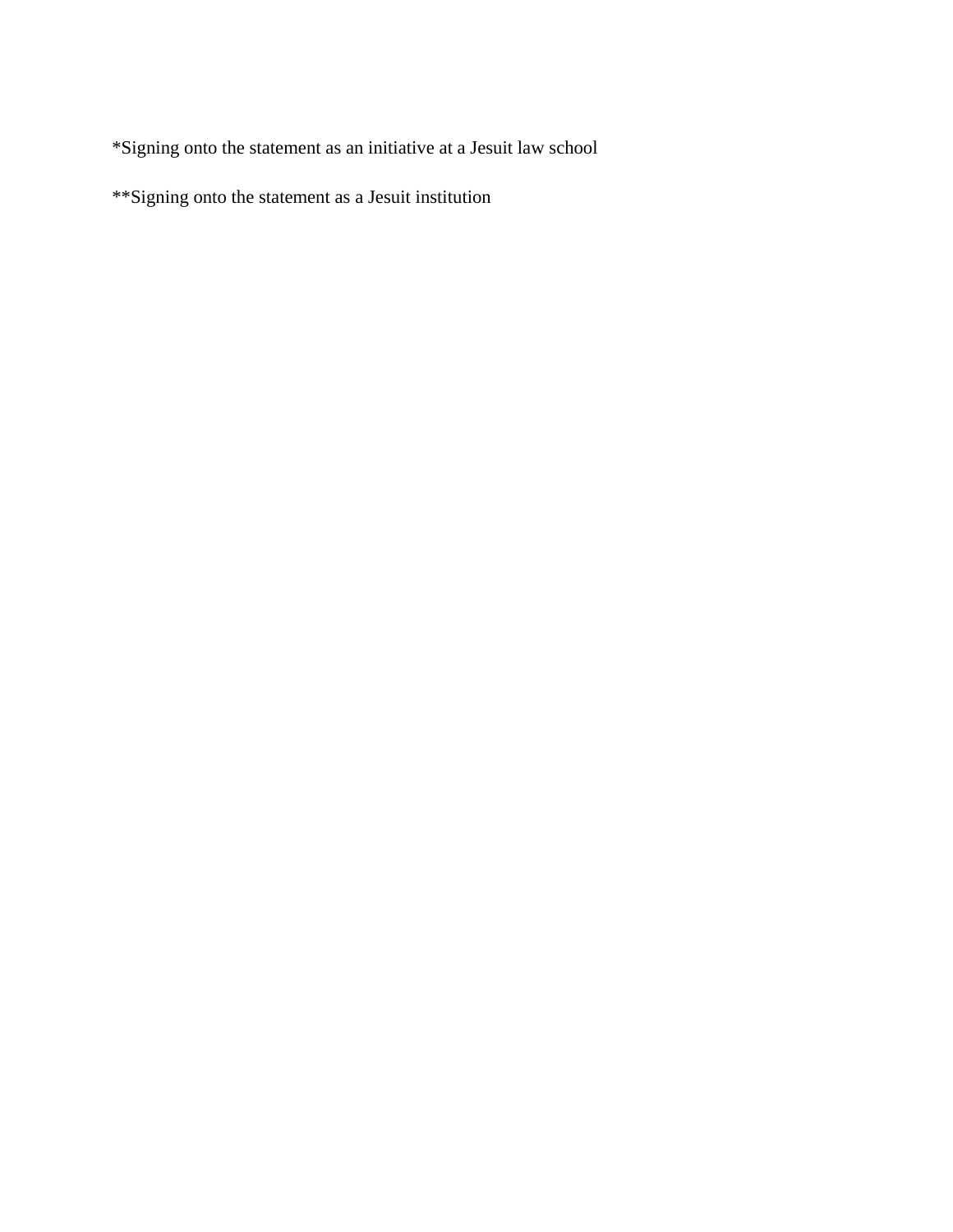*Signing onto the statement as an initiative at a Jesuit law school

**Signing onto the statement as a Jesuit institution